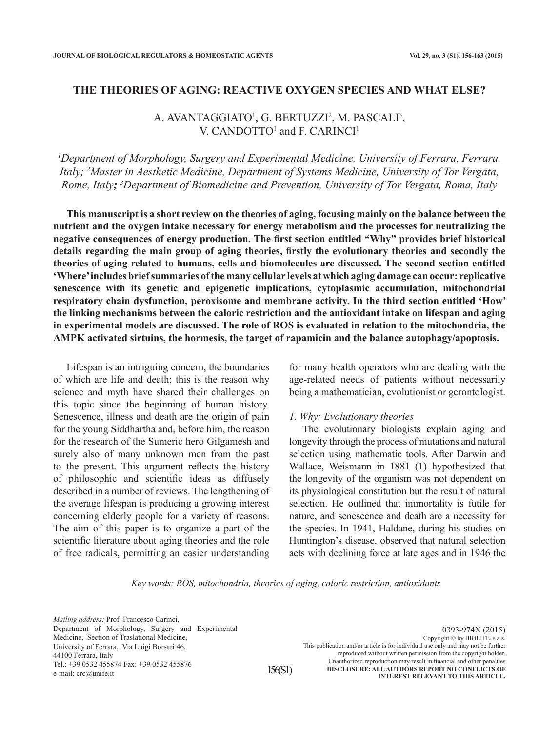# THE THEORIES OF AGING: REACTIVE OXYGEN SPECIES AND WHAT ELSE?

A. AVANTAGGIATO[1], G. BERTUZZI[2], M. PASCALI[3], V. CANDOTTO[1] and F. CARINCI[1]

*[1]Department of Morphology, Surgery and Experimental Medicine, University of Ferrara, Ferrara, Italy; [2]Master in Aesthetic Medicine, Department of Systems Medicine, University of Tor Vergata, Rome, Italy; [3]Department of Biomedicine and Prevention, University of Tor Vergata, Roma, Italy*

**This manuscript is a short review on the theories of aging, focusing mainly on the balance between the nutrient and the oxygen intake necessary for energy metabolism and the processes for neutralizing the negative consequences of energy production. The first section entitled "Why" provides brief historical details regarding the main group of aging theories, firstly the evolutionary theories and secondly the theories of aging related to humans, cells and biomolecules are discussed. The second section entitled 'Where' includes brief summaries of the many cellular levels at which aging damage can occur: replicative senescence with its genetic and epigenetic implications, cytoplasmic accumulation, mitochondrial respiratory chain dysfunction, peroxisome and membrane activity. In the third section entitled 'How' the linking mechanisms between the caloric restriction and the antioxidant intake on lifespan and aging in experimental models are discussed. The role of ROS is evaluated in relation to the mitochondria, the AMPK activated sirtuins, the hormesis, the target of rapamicin and the balance autophagy/apoptosis.**

*Key words: ROS, mitochondria, theories of aging, caloric restriction, antioxidants*

Lifespan is an intriguing concern, the boundaries of which are life and death; this is the reason why science and myth have shared their challenges on this topic since the beginning of human history. Senescence, illness and death are the origin of pain for the young Siddhartha and, before him, the reason for the research of the Sumeric hero Gilgamesh and surely also of many unknown men from the past to the present. This argument reflects the history of philosophic and scientific ideas as diffusely described in a number of reviews. The lengthening of the average lifespan is producing a growing interest concerning elderly people for a variety of reasons. The aim of this paper is to organize a part of the scientific literature about aging theories and the role of free radicals, permitting an easier understanding for many health operators who are dealing with the age-related needs of patients without necessarily being a mathematician, evolutionist or gerontologist.

### *1. Why: Evolutionary theories*

The evolutionary biologists explain aging and longevity through the process of mutations and natural selection using mathematic tools. After Darwin and Wallace, Weismann in 1881 (1) hypothesized that the longevity of the organism was not dependent on its physiological constitution but the result of natural selection. He outlined that immortality is futile for nature, and senescence and death are a necessity for the species. In 1941, Haldane, during his studies on Huntington's disease, observed that natural selection acts with declining force at late ages and in 1946 the

*Mailing address:* Prof. Francesco Carinci,
Department of Morphology, Surgery and Experimental Medicine, Section of Traslational Medicine,
University of Ferrara, Via Luigi Borsari 46,
44100 Ferrara, Italy
Tel.: +39 0532 455874 Fax: +39 0532 455876
e-mail: crc@unife.it

0393-974X (2015)
Copyright © by BIOLIFE, s.a.s.
This publication and/or article is for individual use only and may not be further reproduced without written permission from the copyright holder.
Unauthorized reproduction may result in financial and other penalties
**DISCLOSURE: ALL AUTHORS REPORT NO CONFLICTS OF INTEREST RELEVANT TO THIS ARTICLE.**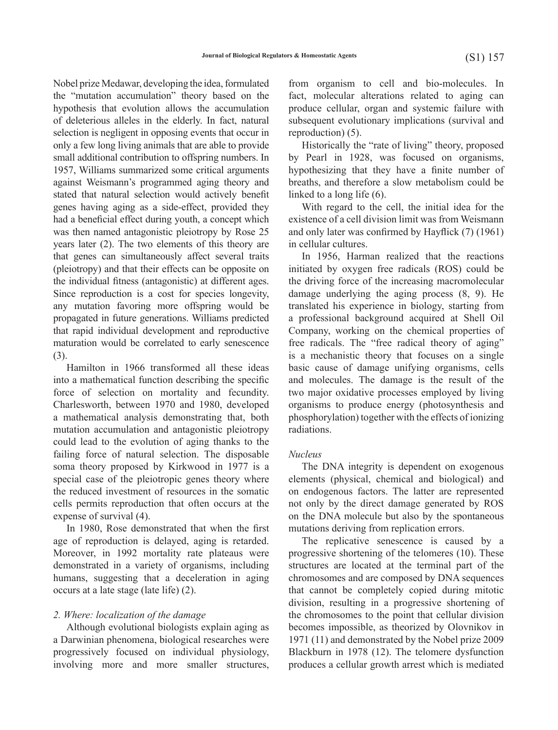Nobel prize Medawar, developing the idea, formulated the "mutation accumulation" theory based on the hypothesis that evolution allows the accumulation of deleterious alleles in the elderly. In fact, natural selection is negligent in opposing events that occur in only a few long living animals that are able to provide small additional contribution to offspring numbers. In 1957, Williams summarized some critical arguments against Weismann's programmed aging theory and stated that natural selection would actively benefit genes having aging as a side-effect, provided they had a beneficial effect during youth, a concept which was then named antagonistic pleiotropy by Rose 25 years later (2). The two elements of this theory are that genes can simultaneously affect several traits (pleiotropy) and that their effects can be opposite on the individual fitness (antagonistic) at different ages. Since reproduction is a cost for species longevity, any mutation favoring more offspring would be propagated in future generations. Williams predicted that rapid individual development and reproductive maturation would be correlated to early senescence (3).

Hamilton in 1966 transformed all these ideas into a mathematical function describing the specific force of selection on mortality and fecundity. Charlesworth, between 1970 and 1980, developed a mathematical analysis demonstrating that, both mutation accumulation and antagonistic pleiotropy could lead to the evolution of aging thanks to the failing force of natural selection. The disposable soma theory proposed by Kirkwood in 1977 is a special case of the pleiotropic genes theory where the reduced investment of resources in the somatic cells permits reproduction that often occurs at the expense of survival (4).

In 1980, Rose demonstrated that when the first age of reproduction is delayed, aging is retarded. Moreover, in 1992 mortality rate plateaus were demonstrated in a variety of organisms, including humans, suggesting that a deceleration in aging occurs at a late stage (late life) (2).

### *2. Where: localization of the damage*

Although evolutional biologists explain aging as a Darwinian phenomena, biological researches were progressively focused on individual physiology, involving more and more smaller structures, from organism to cell and bio-molecules. In fact, molecular alterations related to aging can produce cellular, organ and systemic failure with subsequent evolutionary implications (survival and reproduction) (5).

Historically the "rate of living" theory, proposed by Pearl in 1928, was focused on organisms, hypothesizing that they have a finite number of breaths, and therefore a slow metabolism could be linked to a long life (6).

With regard to the cell, the initial idea for the existence of a cell division limit was from Weismann and only later was confirmed by Hayflick (7) (1961) in cellular cultures.

In 1956, Harman realized that the reactions initiated by oxygen free radicals (ROS) could be the driving force of the increasing macromolecular damage underlying the aging process (8, 9). He translated his experience in biology, starting from a professional background acquired at Shell Oil Company, working on the chemical properties of free radicals. The "free radical theory of aging" is a mechanistic theory that focuses on a single basic cause of damage unifying organisms, cells and molecules. The damage is the result of the two major oxidative processes employed by living organisms to produce energy (photosynthesis and phosphorylation) together with the effects of ionizing radiations.

#### *Nucleus*

The DNA integrity is dependent on exogenous elements (physical, chemical and biological) and on endogenous factors. The latter are represented not only by the direct damage generated by ROS on the DNA molecule but also by the spontaneous mutations deriving from replication errors.

The replicative senescence is caused by a progressive shortening of the telomeres (10). These structures are located at the terminal part of the chromosomes and are composed by DNA sequences that cannot be completely copied during mitotic division, resulting in a progressive shortening of the chromosomes to the point that cellular division becomes impossible, as theorized by Olovnikov in 1971 (11) and demonstrated by the Nobel prize 2009 Blackburn in 1978 (12). The telomere dysfunction produces a cellular growth arrest which is mediated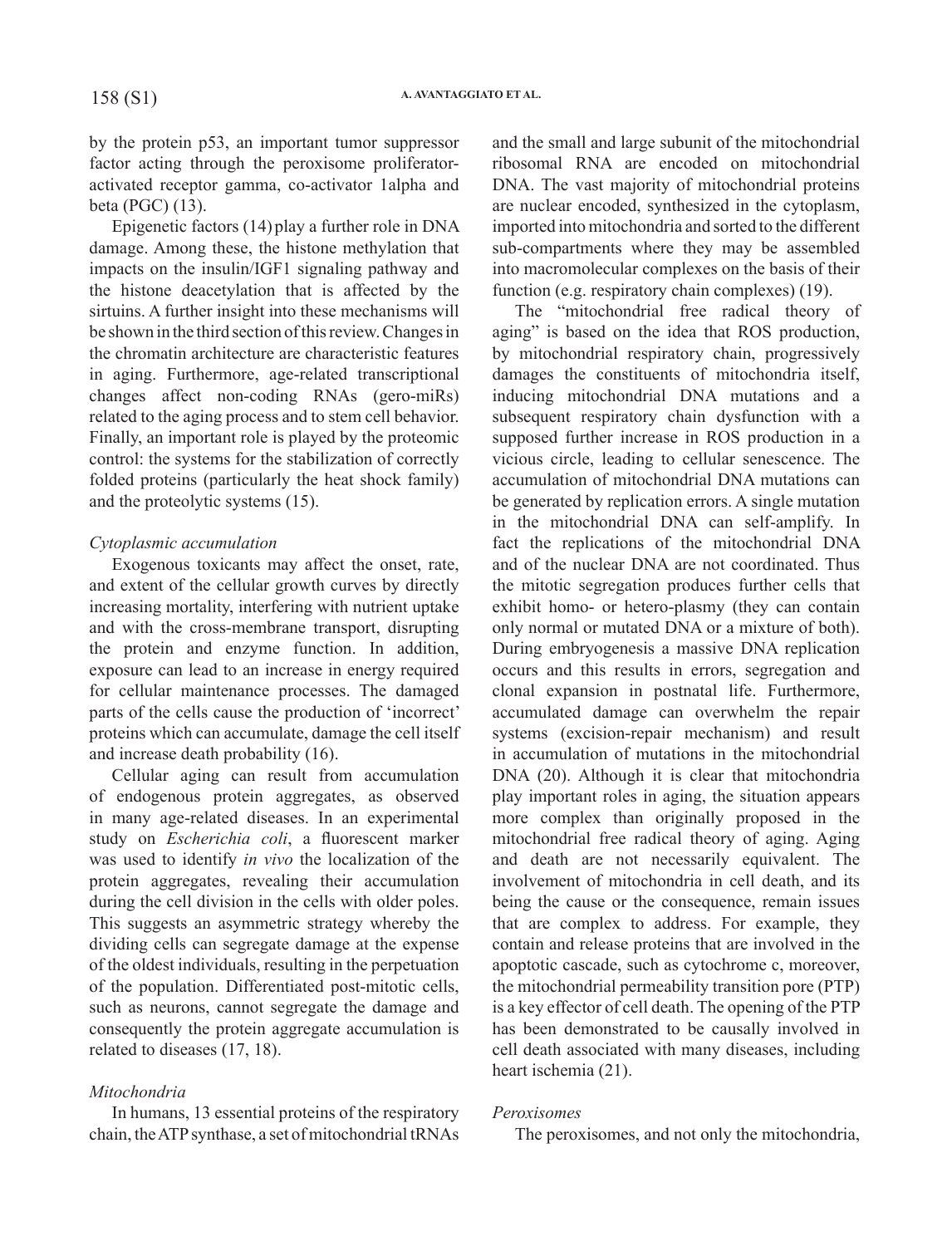by the protein p53, an important tumor suppressor factor acting through the peroxisome proliferator-activated receptor gamma, co-activator 1alpha and beta (PGC) (13).

Epigenetic factors (14) play a further role in DNA damage. Among these, the histone methylation that impacts on the insulin/IGF1 signaling pathway and the histone deacetylation that is affected by the sirtuins. A further insight into these mechanisms will be shown in the third section of this review. Changes in the chromatin architecture are characteristic features in aging. Furthermore, age-related transcriptional changes affect non-coding RNAs (gero-miRs) related to the aging process and to stem cell behavior. Finally, an important role is played by the proteomic control: the systems for the stabilization of correctly folded proteins (particularly the heat shock family) and the proteolytic systems (15).

*Cytoplasmic accumulation*

Exogenous toxicants may affect the onset, rate, and extent of the cellular growth curves by directly increasing mortality, interfering with nutrient uptake and with the cross-membrane transport, disrupting the protein and enzyme function. In addition, exposure can lead to an increase in energy required for cellular maintenance processes. The damaged parts of the cells cause the production of 'incorrect' proteins which can accumulate, damage the cell itself and increase death probability (16).

Cellular aging can result from accumulation of endogenous protein aggregates, as observed in many age-related diseases. In an experimental study on *Escherichia coli*, a fluorescent marker was used to identify *in vivo* the localization of the protein aggregates, revealing their accumulation during the cell division in the cells with older poles. This suggests an asymmetric strategy whereby the dividing cells can segregate damage at the expense of the oldest individuals, resulting in the perpetuation of the population. Differentiated post-mitotic cells, such as neurons, cannot segregate the damage and consequently the protein aggregate accumulation is related to diseases (17, 18).

*Mitochondria*

In humans, 13 essential proteins of the respiratory chain, the ATP synthase, a set of mitochondrial tRNAs and the small and large subunit of the mitochondrial ribosomal RNA are encoded on mitochondrial DNA. The vast majority of mitochondrial proteins are nuclear encoded, synthesized in the cytoplasm, imported into mitochondria and sorted to the different sub-compartments where they may be assembled into macromolecular complexes on the basis of their function (e.g. respiratory chain complexes) (19).

The "mitochondrial free radical theory of aging" is based on the idea that ROS production, by mitochondrial respiratory chain, progressively damages the constituents of mitochondria itself, inducing mitochondrial DNA mutations and a subsequent respiratory chain dysfunction with a supposed further increase in ROS production in a vicious circle, leading to cellular senescence. The accumulation of mitochondrial DNA mutations can be generated by replication errors. A single mutation in the mitochondrial DNA can self-amplify. In fact the replications of the mitochondrial DNA and of the nuclear DNA are not coordinated. Thus the mitotic segregation produces further cells that exhibit homo- or hetero-plasmy (they can contain only normal or mutated DNA or a mixture of both). During embryogenesis a massive DNA replication occurs and this results in errors, segregation and clonal expansion in postnatal life. Furthermore, accumulated damage can overwhelm the repair systems (excision-repair mechanism) and result in accumulation of mutations in the mitochondrial DNA (20). Although it is clear that mitochondria play important roles in aging, the situation appears more complex than originally proposed in the mitochondrial free radical theory of aging. Aging and death are not necessarily equivalent. The involvement of mitochondria in cell death, and its being the cause or the consequence, remain issues that are complex to address. For example, they contain and release proteins that are involved in the apoptotic cascade, such as cytochrome c, moreover, the mitochondrial permeability transition pore (PTP) is a key effector of cell death. The opening of the PTP has been demonstrated to be causally involved in cell death associated with many diseases, including heart ischemia (21).

*Peroxisomes*

The peroxisomes, and not only the mitochondria,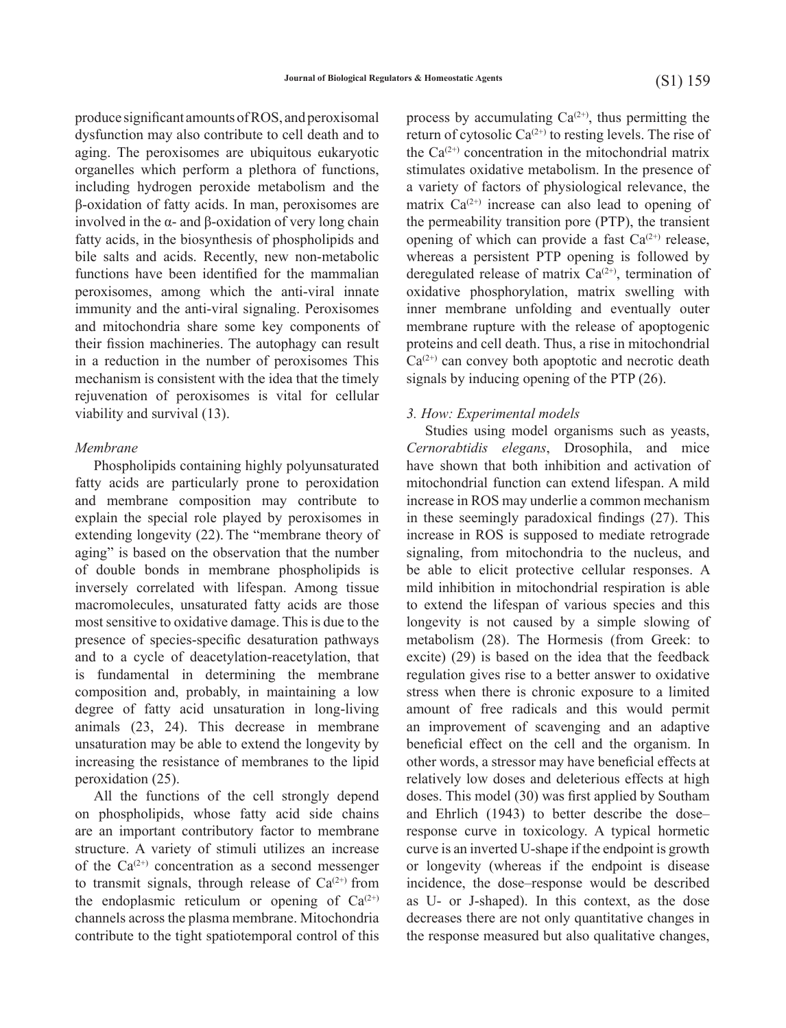produce significant amounts of ROS, and peroxisomal dysfunction may also contribute to cell death and to aging. The peroxisomes are ubiquitous eukaryotic organelles which perform a plethora of functions, including hydrogen peroxide metabolism and the β-oxidation of fatty acids. In man, peroxisomes are involved in the α- and β-oxidation of very long chain fatty acids, in the biosynthesis of phospholipids and bile salts and acids. Recently, new non-metabolic functions have been identified for the mammalian peroxisomes, among which the anti-viral innate immunity and the anti-viral signaling. Peroxisomes and mitochondria share some key components of their fission machineries. The autophagy can result in a reduction in the number of peroxisomes This mechanism is consistent with the idea that the timely rejuvenation of peroxisomes is vital for cellular viability and survival (13).

*Membrane*

Phospholipids containing highly polyunsaturated fatty acids are particularly prone to peroxidation and membrane composition may contribute to explain the special role played by peroxisomes in extending longevity (22). The "membrane theory of aging" is based on the observation that the number of double bonds in membrane phospholipids is inversely correlated with lifespan. Among tissue macromolecules, unsaturated fatty acids are those most sensitive to oxidative damage. This is due to the presence of species-specific desaturation pathways and to a cycle of deacetylation-reacetylation, that is fundamental in determining the membrane composition and, probably, in maintaining a low degree of fatty acid unsaturation in long-living animals (23, 24). This decrease in membrane unsaturation may be able to extend the longevity by increasing the resistance of membranes to the lipid peroxidation (25).

All the functions of the cell strongly depend on phospholipids, whose fatty acid side chains are an important contributory factor to membrane structure. A variety of stimuli utilizes an increase of the $Ca^{(2+)}$ concentration as a second messenger to transmit signals, through release of $Ca^{(2+)}$ from the endoplasmic reticulum or opening of $Ca^{(2+)}$ channels across the plasma membrane. Mitochondria contribute to the tight spatiotemporal control of this process by accumulating $Ca^{(2+)}$, thus permitting the return of cytosolic $Ca^{(2+)}$ to resting levels. The rise of the $Ca^{(2+)}$ concentration in the mitochondrial matrix stimulates oxidative metabolism. In the presence of a variety of factors of physiological relevance, the matrix $Ca^{(2+)}$ increase can also lead to opening of the permeability transition pore (PTP), the transient opening of which can provide a fast $Ca^{(2+)}$ release, whereas a persistent PTP opening is followed by deregulated release of matrix $Ca^{(2+)}$, termination of oxidative phosphorylation, matrix swelling with inner membrane unfolding and eventually outer membrane rupture with the release of apoptogenic proteins and cell death. Thus, a rise in mitochondrial $Ca^{(2+)}$ can convey both apoptotic and necrotic death signals by inducing opening of the PTP (26).

*3. How: Experimental models*

Studies using model organisms such as yeasts, *Cernorabtidis elegans*, Drosophila, and mice have shown that both inhibition and activation of mitochondrial function can extend lifespan. A mild increase in ROS may underlie a common mechanism in these seemingly paradoxical findings (27). This increase in ROS is supposed to mediate retrograde signaling, from mitochondria to the nucleus, and be able to elicit protective cellular responses. A mild inhibition in mitochondrial respiration is able to extend the lifespan of various species and this longevity is not caused by a simple slowing of metabolism (28). The Hormesis (from Greek: to excite) (29) is based on the idea that the feedback regulation gives rise to a better answer to oxidative stress when there is chronic exposure to a limited amount of free radicals and this would permit an improvement of scavenging and an adaptive beneficial effect on the cell and the organism. In other words, a stressor may have beneficial effects at relatively low doses and deleterious effects at high doses. This model (30) was first applied by Southam and Ehrlich (1943) to better describe the dose–response curve in toxicology. A typical hormetic curve is an inverted U-shape if the endpoint is growth or longevity (whereas if the endpoint is disease incidence, the dose–response would be described as U- or J-shaped). In this context, as the dose decreases there are not only quantitative changes in the response measured but also qualitative changes,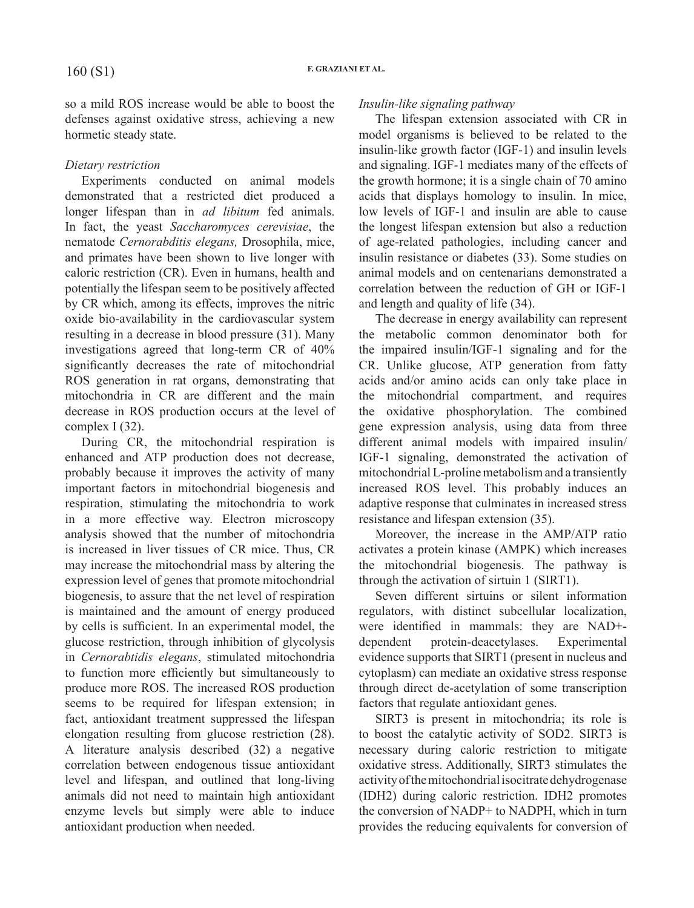so a mild ROS increase would be able to boost the defenses against oxidative stress, achieving a new hormetic steady state.

*Dietary restriction*

Experiments conducted on animal models demonstrated that a restricted diet produced a longer lifespan than in *ad libitum* fed animals. In fact, the yeast *Saccharomyces cerevisiae*, the nematode *Cernorabditis elegans,* Drosophila, mice, and primates have been shown to live longer with caloric restriction (CR). Even in humans, health and potentially the lifespan seem to be positively affected by CR which, among its effects, improves the nitric oxide bio-availability in the cardiovascular system resulting in a decrease in blood pressure (31). Many investigations agreed that long-term CR of 40% significantly decreases the rate of mitochondrial ROS generation in rat organs, demonstrating that mitochondria in CR are different and the main decrease in ROS production occurs at the level of complex I (32).

During CR, the mitochondrial respiration is enhanced and ATP production does not decrease, probably because it improves the activity of many important factors in mitochondrial biogenesis and respiration, stimulating the mitochondria to work in a more effective way. Electron microscopy analysis showed that the number of mitochondria is increased in liver tissues of CR mice. Thus, CR may increase the mitochondrial mass by altering the expression level of genes that promote mitochondrial biogenesis, to assure that the net level of respiration is maintained and the amount of energy produced by cells is sufficient. In an experimental model, the glucose restriction, through inhibition of glycolysis in *Cernorabtidis elegans*, stimulated mitochondria to function more efficiently but simultaneously to produce more ROS. The increased ROS production seems to be required for lifespan extension; in fact, antioxidant treatment suppressed the lifespan elongation resulting from glucose restriction (28). A literature analysis described (32) a negative correlation between endogenous tissue antioxidant level and lifespan, and outlined that long-living animals did not need to maintain high antioxidant enzyme levels but simply were able to induce antioxidant production when needed.

*Insulin-like signaling pathway*

The lifespan extension associated with CR in model organisms is believed to be related to the insulin-like growth factor (IGF-1) and insulin levels and signaling. IGF-1 mediates many of the effects of the growth hormone; it is a single chain of 70 amino acids that displays homology to insulin. In mice, low levels of IGF-1 and insulin are able to cause the longest lifespan extension but also a reduction of age-related pathologies, including cancer and insulin resistance or diabetes (33). Some studies on animal models and on centenarians demonstrated a correlation between the reduction of GH or IGF-1 and length and quality of life (34).

The decrease in energy availability can represent the metabolic common denominator both for the impaired insulin/IGF-1 signaling and for the CR. Unlike glucose, ATP generation from fatty acids and/or amino acids can only take place in the mitochondrial compartment, and requires the oxidative phosphorylation. The combined gene expression analysis, using data from three different animal models with impaired insulin/IGF-1 signaling, demonstrated the activation of mitochondrial L-proline metabolism and a transiently increased ROS level. This probably induces an adaptive response that culminates in increased stress resistance and lifespan extension (35).

Moreover, the increase in the AMP/ATP ratio activates a protein kinase (AMPK) which increases the mitochondrial biogenesis. The pathway is through the activation of sirtuin 1 (SIRT1).

Seven different sirtuins or silent information regulators, with distinct subcellular localization, were identified in mammals: they are NAD+-dependent protein-deacetylases. Experimental evidence supports that SIRT1 (present in nucleus and cytoplasm) can mediate an oxidative stress response through direct de-acetylation of some transcription factors that regulate antioxidant genes.

SIRT3 is present in mitochondria; its role is to boost the catalytic activity of SOD2. SIRT3 is necessary during caloric restriction to mitigate oxidative stress. Additionally, SIRT3 stimulates the activity of the mitochondrial isocitrate dehydrogenase (IDH2) during caloric restriction. IDH2 promotes the conversion of NADP+ to NADPH, which in turn provides the reducing equivalents for conversion of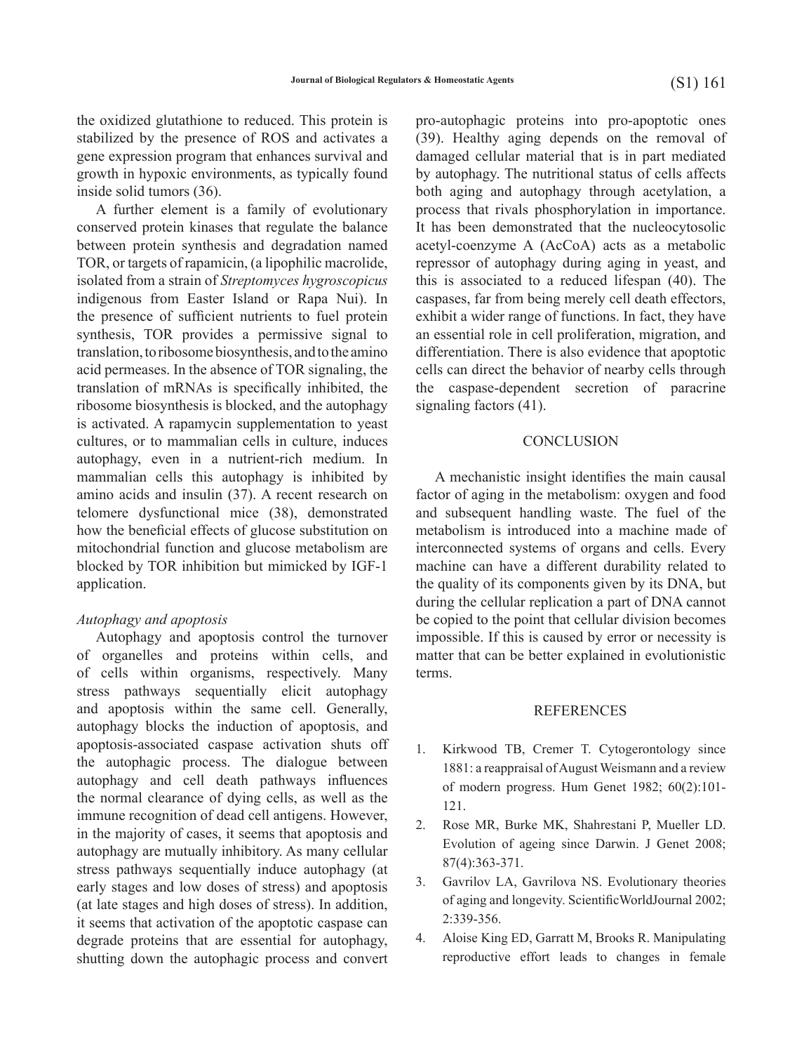the oxidized glutathione to reduced. This protein is stabilized by the presence of ROS and activates a gene expression program that enhances survival and growth in hypoxic environments, as typically found inside solid tumors (36).

A further element is a family of evolutionary conserved protein kinases that regulate the balance between protein synthesis and degradation named TOR, or targets of rapamicin, (a lipophilic macrolide, isolated from a strain of *Streptomyces hygroscopicus* indigenous from Easter Island or Rapa Nui). In the presence of sufficient nutrients to fuel protein synthesis, TOR provides a permissive signal to translation, to ribosome biosynthesis, and to the amino acid permeases. In the absence of TOR signaling, the translation of mRNAs is specifically inhibited, the ribosome biosynthesis is blocked, and the autophagy is activated. A rapamycin supplementation to yeast cultures, or to mammalian cells in culture, induces autophagy, even in a nutrient-rich medium. In mammalian cells this autophagy is inhibited by amino acids and insulin (37). A recent research on telomere dysfunctional mice (38), demonstrated how the beneficial effects of glucose substitution on mitochondrial function and glucose metabolism are blocked by TOR inhibition but mimicked by IGF-1 application.

### *Autophagy and apoptosis*

Autophagy and apoptosis control the turnover of organelles and proteins within cells, and of cells within organisms, respectively. Many stress pathways sequentially elicit autophagy and apoptosis within the same cell. Generally, autophagy blocks the induction of apoptosis, and apoptosis-associated caspase activation shuts off the autophagic process. The dialogue between autophagy and cell death pathways influences the normal clearance of dying cells, as well as the immune recognition of dead cell antigens. However, in the majority of cases, it seems that apoptosis and autophagy are mutually inhibitory. As many cellular stress pathways sequentially induce autophagy (at early stages and low doses of stress) and apoptosis (at late stages and high doses of stress). In addition, it seems that activation of the apoptotic caspase can degrade proteins that are essential for autophagy, shutting down the autophagic process and convert pro-autophagic proteins into pro-apoptotic ones (39). Healthy aging depends on the removal of damaged cellular material that is in part mediated by autophagy. The nutritional status of cells affects both aging and autophagy through acetylation, a process that rivals phosphorylation in importance. It has been demonstrated that the nucleocytosolic acetyl-coenzyme A (AcCoA) acts as a metabolic repressor of autophagy during aging in yeast, and this is associated to a reduced lifespan (40). The caspases, far from being merely cell death effectors, exhibit a wider range of functions. In fact, they have an essential role in cell proliferation, migration, and differentiation. There is also evidence that apoptotic cells can direct the behavior of nearby cells through the caspase-dependent secretion of paracrine signaling factors (41).

## CONCLUSION

A mechanistic insight identifies the main causal factor of aging in the metabolism: oxygen and food and subsequent handling waste. The fuel of the metabolism is introduced into a machine made of interconnected systems of organs and cells. Every machine can have a different durability related to the quality of its components given by its DNA, but during the cellular replication a part of DNA cannot be copied to the point that cellular division becomes impossible. If this is caused by error or necessity is matter that can be better explained in evolutionistic terms.

## REFERENCES

1. Kirkwood TB, Cremer T. Cytogerontology since 1881: a reappraisal of August Weismann and a review of modern progress. Hum Genet 1982; 60(2):101-121.
2. Rose MR, Burke MK, Shahrestani P, Mueller LD. Evolution of ageing since Darwin. J Genet 2008; 87(4):363-371.
3. Gavrilov LA, Gavrilova NS. Evolutionary theories of aging and longevity. ScientificWorldJournal 2002; 2:339-356.
4. Aloise King ED, Garratt M, Brooks R. Manipulating reproductive effort leads to changes in female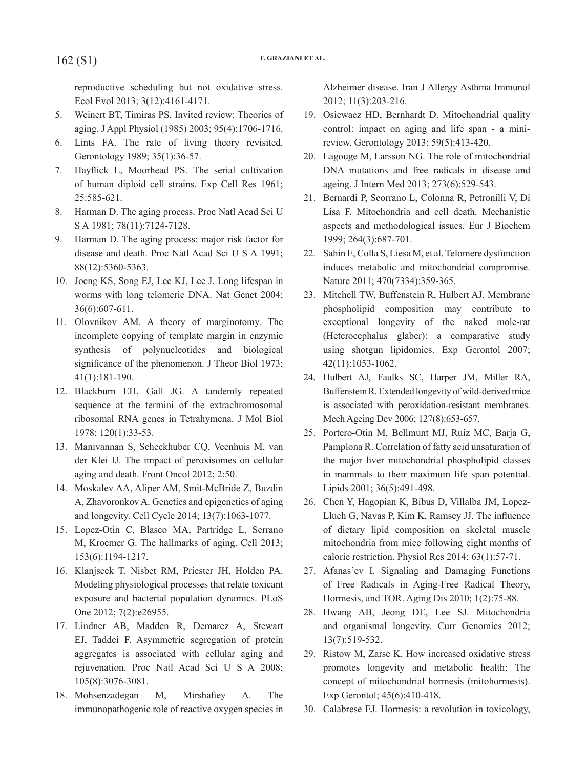reproductive scheduling but not oxidative stress. Ecol Evol 2013; 3(12):4161-4171.

5. Weinert BT, Timiras PS. Invited review: Theories of aging. J Appl Physiol (1985) 2003; 95(4):1706-1716.
6. Lints FA. The rate of living theory revisited. Gerontology 1989; 35(1):36-57.
7. Hayflick L, Moorhead PS. The serial cultivation of human diploid cell strains. Exp Cell Res 1961; 25:585-621.
8. Harman D. The aging process. Proc Natl Acad Sci U S A 1981; 78(11):7124-7128.
9. Harman D. The aging process: major risk factor for disease and death. Proc Natl Acad Sci U S A 1991; 88(12):5360-5363.
10. Joeng KS, Song EJ, Lee KJ, Lee J. Long lifespan in worms with long telomeric DNA. Nat Genet 2004; 36(6):607-611.
11. Olovnikov AM. A theory of marginotomy. The incomplete copying of template margin in enzymic synthesis of polynucleotides and biological significance of the phenomenon. J Theor Biol 1973; 41(1):181-190.
12. Blackburn EH, Gall JG. A tandemly repeated sequence at the termini of the extrachromosomal ribosomal RNA genes in Tetrahymena. J Mol Biol 1978; 120(1):33-53.
13. Manivannan S, Scheckhuber CQ, Veenhuis M, van der Klei IJ. The impact of peroxisomes on cellular aging and death. Front Oncol 2012; 2:50.
14. Moskalev AA, Aliper AM, Smit-McBride Z, Buzdin A, Zhavoronkov A. Genetics and epigenetics of aging and longevity. Cell Cycle 2014; 13(7):1063-1077.
15. Lopez-Otin C, Blasco MA, Partridge L, Serrano M, Kroemer G. The hallmarks of aging. Cell 2013; 153(6):1194-1217.
16. Klanjscek T, Nisbet RM, Priester JH, Holden PA. Modeling physiological processes that relate toxicant exposure and bacterial population dynamics. PLoS One 2012; 7(2):e26955.
17. Lindner AB, Madden R, Demarez A, Stewart EJ, Taddei F. Asymmetric segregation of protein aggregates is associated with cellular aging and rejuvenation. Proc Natl Acad Sci U S A 2008; 105(8):3076-3081.
18. Mohsenzadegan M, Mirshafiey A. The immunopathogenic role of reactive oxygen species in Alzheimer disease. Iran J Allergy Asthma Immunol 2012; 11(3):203-216.
19. Osiewacz HD, Bernhardt D. Mitochondrial quality control: impact on aging and life span - a mini-review. Gerontology 2013; 59(5):413-420.
20. Lagouge M, Larsson NG. The role of mitochondrial DNA mutations and free radicals in disease and ageing. J Intern Med 2013; 273(6):529-543.
21. Bernardi P, Scorrano L, Colonna R, Petronilli V, Di Lisa F. Mitochondria and cell death. Mechanistic aspects and methodological issues. Eur J Biochem 1999; 264(3):687-701.
22. Sahin E, Colla S, Liesa M, et al. Telomere dysfunction induces metabolic and mitochondrial compromise. Nature 2011; 470(7334):359-365.
23. Mitchell TW, Buffenstein R, Hulbert AJ. Membrane phospholipid composition may contribute to exceptional longevity of the naked mole-rat (Heterocephalus glaber): a comparative study using shotgun lipidomics. Exp Gerontol 2007; 42(11):1053-1062.
24. Hulbert AJ, Faulks SC, Harper JM, Miller RA, Buffenstein R. Extended longevity of wild-derived mice is associated with peroxidation-resistant membranes. Mech Ageing Dev 2006; 127(8):653-657.
25. Portero-Otin M, Bellmunt MJ, Ruiz MC, Barja G, Pamplona R. Correlation of fatty acid unsaturation of the major liver mitochondrial phospholipid classes in mammals to their maximum life span potential. Lipids 2001; 36(5):491-498.
26. Chen Y, Hagopian K, Bibus D, Villalba JM, Lopez-Lluch G, Navas P, Kim K, Ramsey JJ. The influence of dietary lipid composition on skeletal muscle mitochondria from mice following eight months of calorie restriction. Physiol Res 2014; 63(1):57-71.
27. Afanas'ev I. Signaling and Damaging Functions of Free Radicals in Aging-Free Radical Theory, Hormesis, and TOR. Aging Dis 2010; 1(2):75-88.
28. Hwang AB, Jeong DE, Lee SJ. Mitochondria and organismal longevity. Curr Genomics 2012; 13(7):519-532.
29. Ristow M, Zarse K. How increased oxidative stress promotes longevity and metabolic health: The concept of mitochondrial hormesis (mitohormesis). Exp Gerontol; 45(6):410-418.
30. Calabrese EJ. Hormesis: a revolution in toxicology,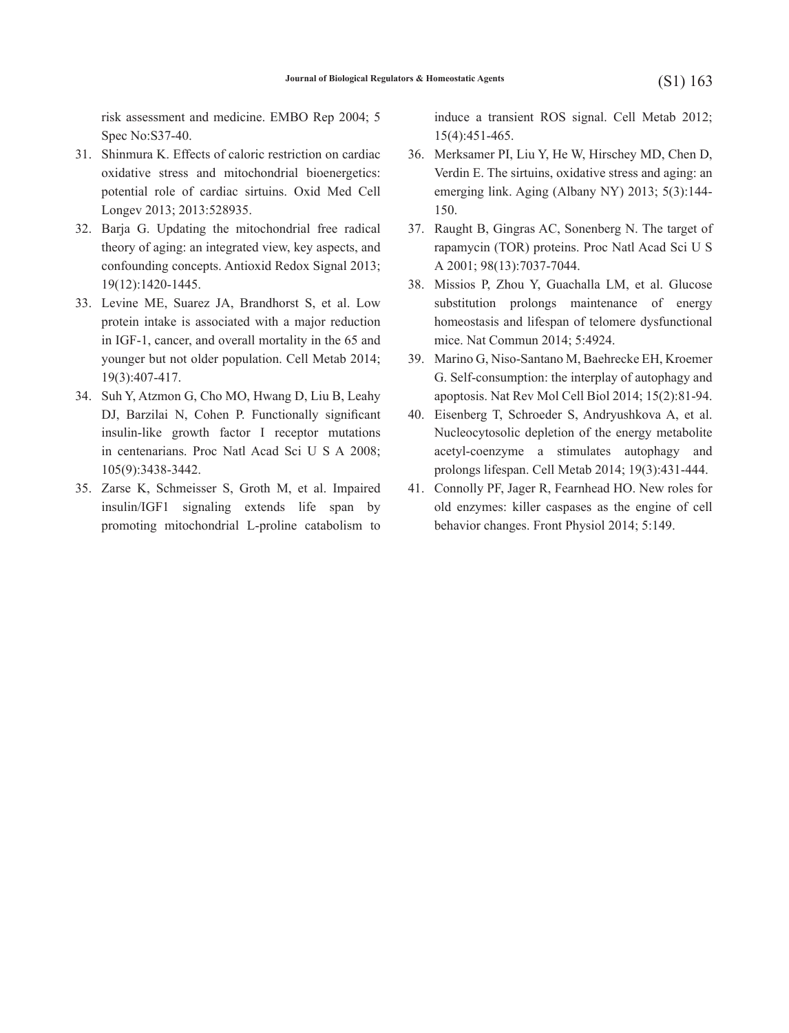risk assessment and medicine. EMBO Rep 2004; 5 Spec No:S37-40.

31. Shinmura K. Effects of caloric restriction on cardiac oxidative stress and mitochondrial bioenergetics: potential role of cardiac sirtuins. Oxid Med Cell Longev 2013; 2013:528935.
32. Barja G. Updating the mitochondrial free radical theory of aging: an integrated view, key aspects, and confounding concepts. Antioxid Redox Signal 2013; 19(12):1420-1445.
33. Levine ME, Suarez JA, Brandhorst S, et al. Low protein intake is associated with a major reduction in IGF-1, cancer, and overall mortality in the 65 and younger but not older population. Cell Metab 2014; 19(3):407-417.
34. Suh Y, Atzmon G, Cho MO, Hwang D, Liu B, Leahy DJ, Barzilai N, Cohen P. Functionally significant insulin-like growth factor I receptor mutations in centenarians. Proc Natl Acad Sci U S A 2008; 105(9):3438-3442.
35. Zarse K, Schmeisser S, Groth M, et al. Impaired insulin/IGF1 signaling extends life span by promoting mitochondrial L-proline catabolism to induce a transient ROS signal. Cell Metab 2012; 15(4):451-465.
36. Merksamer PI, Liu Y, He W, Hirschey MD, Chen D, Verdin E. The sirtuins, oxidative stress and aging: an emerging link. Aging (Albany NY) 2013; 5(3):144-150.
37. Raught B, Gingras AC, Sonenberg N. The target of rapamycin (TOR) proteins. Proc Natl Acad Sci U S A 2001; 98(13):7037-7044.
38. Missios P, Zhou Y, Guachalla LM, et al. Glucose substitution prolongs maintenance of energy homeostasis and lifespan of telomere dysfunctional mice. Nat Commun 2014; 5:4924.
39. Marino G, Niso-Santano M, Baehrecke EH, Kroemer G. Self-consumption: the interplay of autophagy and apoptosis. Nat Rev Mol Cell Biol 2014; 15(2):81-94.
40. Eisenberg T, Schroeder S, Andryushkova A, et al. Nucleocytosolic depletion of the energy metabolite acetyl-coenzyme a stimulates autophagy and prolongs lifespan. Cell Metab 2014; 19(3):431-444.
41. Connolly PF, Jager R, Fearnhead HO. New roles for old enzymes: killer caspases as the engine of cell behavior changes. Front Physiol 2014; 5:149.